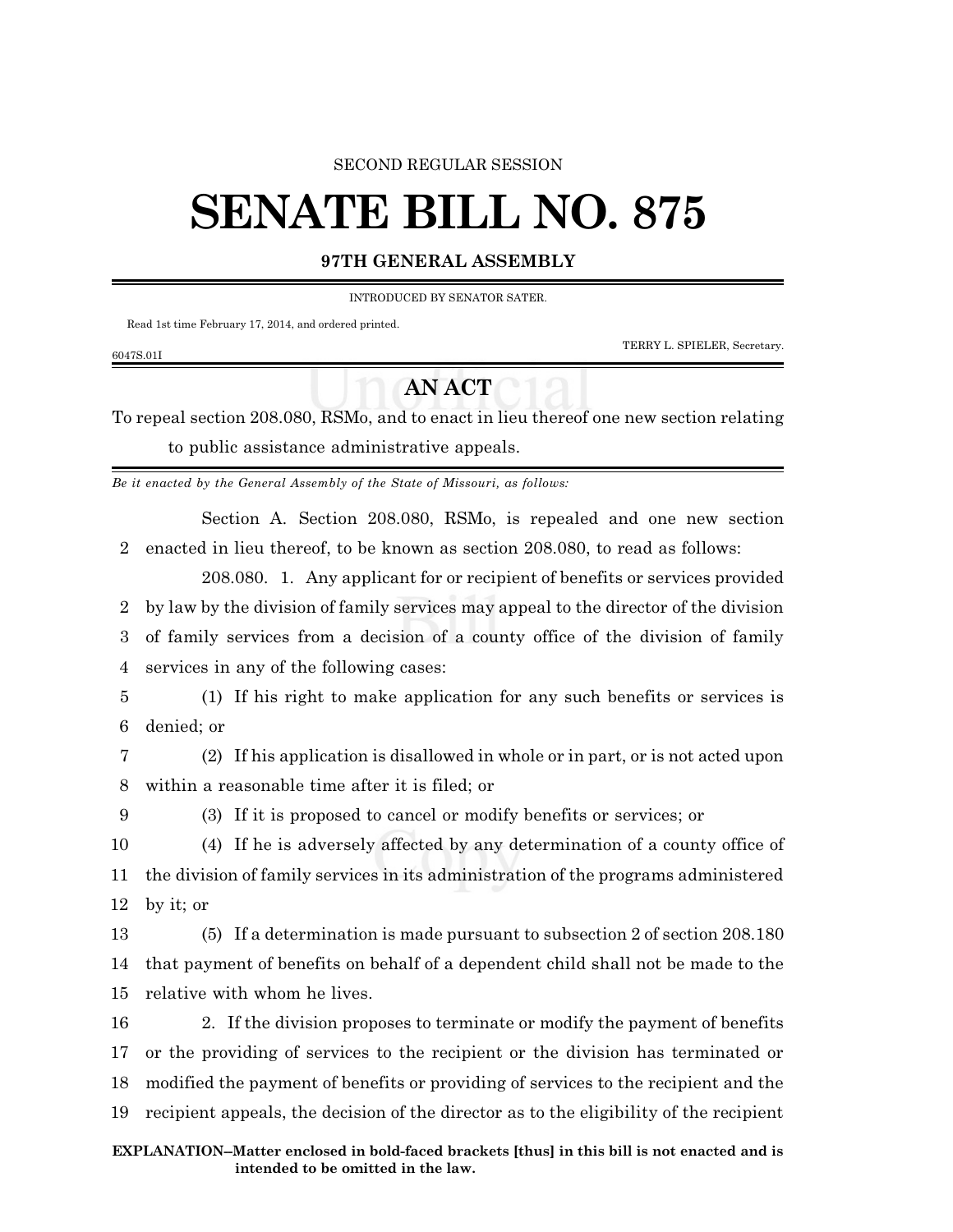SECOND REGULAR SESSION

# SENATE BILL NO. 875

## 97TH GENERAL ASSEMBLY

INTRODUCED BY SENATOR SATER.

Read 1st time February 17, 2014, and ordered printed.

TERRY L. SPIELER, Secretary.

6047S.01I

## AN ACT

To repeal section 208.080, RSMo, and to enact in lieu thereof one new section relating to public assistance administrative appeals.

*Be it enacted by the General Assembly of the State of Missouri, as follows:*

Section A. Section 208.080, RSMo, is repealed and one new section enacted in lieu thereof, to be known as section 208.080, to read as follows:

208.080. 1. Any applicant for or recipient of benefits or services provided by law by the division of family services may appeal to the director of the division of family services from a decision of a county office of the division of family services in any of the following cases:

(1) If his right to make application for any such benefits or services is denied; or

(2) If his application is disallowed in whole or in part, or is not acted upon within a reasonable time after it is filed; or

(3) If it is proposed to cancel or modify benefits or services; or

(4) If he is adversely affected by any determination of a county office of the division of family services in its administration of the programs administered by it; or

(5) If a determination is made pursuant to subsection 2 of section 208.180 that payment of benefits on behalf of a dependent child shall not be made to the relative with whom he lives.

2. If the division proposes to terminate or modify the payment of benefits or the providing of services to the recipient or the division has terminated or modified the payment of benefits or providing of services to the recipient and the recipient appeals, the decision of the director as to the eligibility of the recipient

**EXPLANATION–Matter enclosed in bold-faced brackets [thus] in this bill is not enacted and is intended to be omitted in the law.**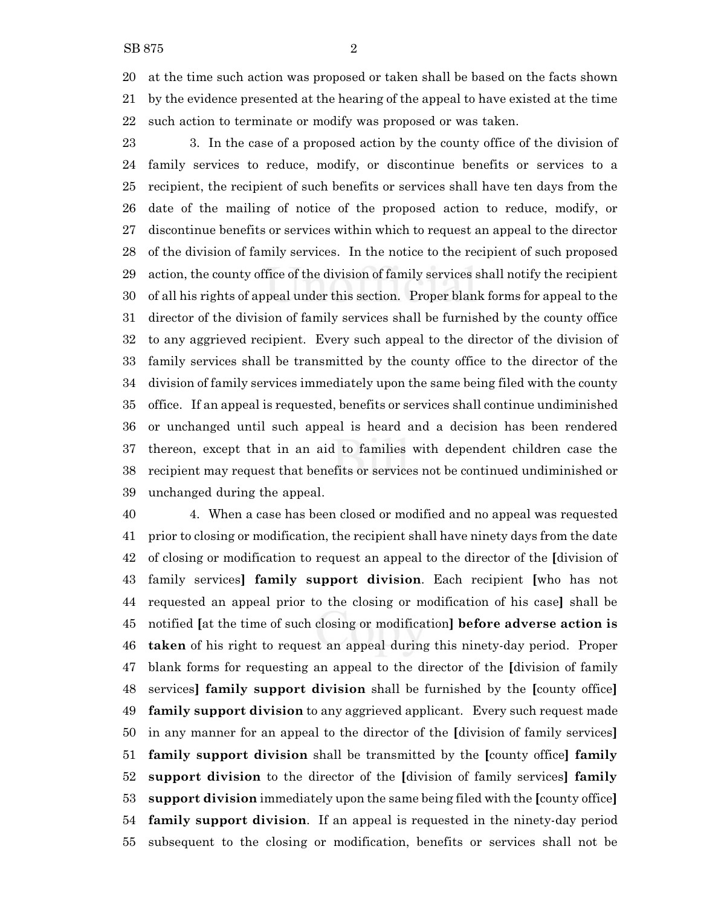at the time such action was proposed or taken shall be based on the facts shown by the evidence presented at the hearing of the appeal to have existed at the time such action to terminate or modify was proposed or was taken.

3. In the case of a proposed action by the county office of the division of family services to reduce, modify, or discontinue benefits or services to a recipient, the recipient of such benefits or services shall have ten days from the date of the mailing of notice of the proposed action to reduce, modify, or discontinue benefits or services within which to request an appeal to the director of the division of family services. In the notice to the recipient of such proposed action, the county office of the division of family services shall notify the recipient of all his rights of appeal under this section. Proper blank forms for appeal to the director of the division of family services shall be furnished by the county office to any aggrieved recipient. Every such appeal to the director of the division of family services shall be transmitted by the county office to the director of the division of family services immediately upon the same being filed with the county office. If an appeal is requested, benefits or services shall continue undiminished or unchanged until such appeal is heard and a decision has been rendered thereon, except that in an aid to families with dependent children case the recipient may request that benefits or services not be continued undiminished or unchanged during the appeal.

4. When a case has been closed or modified and no appeal was requested prior to closing or modification, the recipient shall have ninety days from the date of closing or modification to request an appeal to the director of the [division of family services] **family support division**. Each recipient [who has not requested an appeal prior to the closing or modification of his case] shall be notified [at the time of such closing or modification] **before adverse action is taken** of his right to request an appeal during this ninety-day period. Proper blank forms for requesting an appeal to the director of the [division of family services] **family support division** shall be furnished by the [county office] **family support division** to any aggrieved applicant. Every such request made in any manner for an appeal to the director of the [division of family services] **family support division** shall be transmitted by the [county office] **family support division** to the director of the [division of family services] **family support division** immediately upon the same being filed with the [county office] **family support division**. If an appeal is requested in the ninety-day period subsequent to the closing or modification, benefits or services shall not be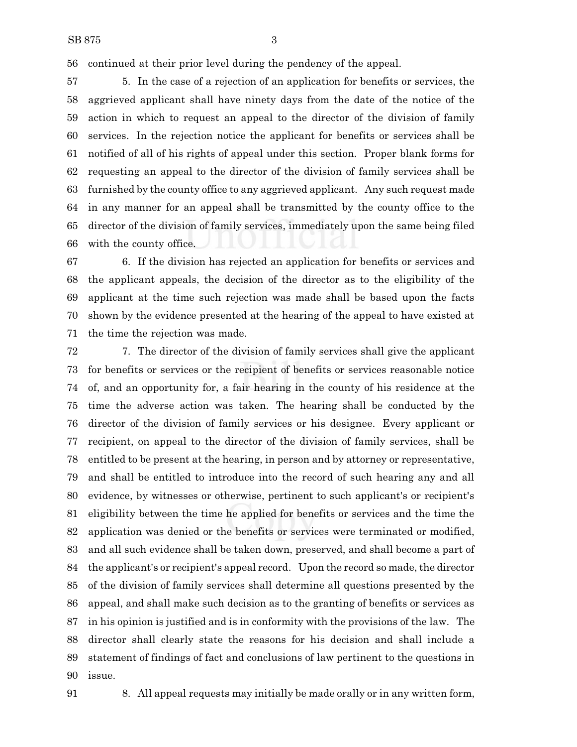continued at their prior level during the pendency of the appeal.

5. In the case of a rejection of an application for benefits or services, the aggrieved applicant shall have ninety days from the date of the notice of the action in which to request an appeal to the director of the division of family services. In the rejection notice the applicant for benefits or services shall be notified of all of his rights of appeal under this section. Proper blank forms for requesting an appeal to the director of the division of family services shall be furnished by the county office to any aggrieved applicant. Any such request made in any manner for an appeal shall be transmitted by the county office to the director of the division of family services, immediately upon the same being filed with the county office.

6. If the division has rejected an application for benefits or services and the applicant appeals, the decision of the director as to the eligibility of the applicant at the time such rejection was made shall be based upon the facts shown by the evidence presented at the hearing of the appeal to have existed at the time the rejection was made.

7. The director of the division of family services shall give the applicant for benefits or services or the recipient of benefits or services reasonable notice of, and an opportunity for, a fair hearing in the county of his residence at the time the adverse action was taken. The hearing shall be conducted by the director of the division of family services or his designee. Every applicant or recipient, on appeal to the director of the division of family services, shall be entitled to be present at the hearing, in person and by attorney or representative, and shall be entitled to introduce into the record of such hearing any and all evidence, by witnesses or otherwise, pertinent to such applicant's or recipient's eligibility between the time he applied for benefits or services and the time the application was denied or the benefits or services were terminated or modified, and all such evidence shall be taken down, preserved, and shall become a part of the applicant's or recipient's appeal record. Upon the record so made, the director of the division of family services shall determine all questions presented by the appeal, and shall make such decision as to the granting of benefits or services as in his opinion is justified and is in conformity with the provisions of the law. The director shall clearly state the reasons for his decision and shall include a statement of findings of fact and conclusions of law pertinent to the questions in issue.

8. All appeal requests may initially be made orally or in any written form,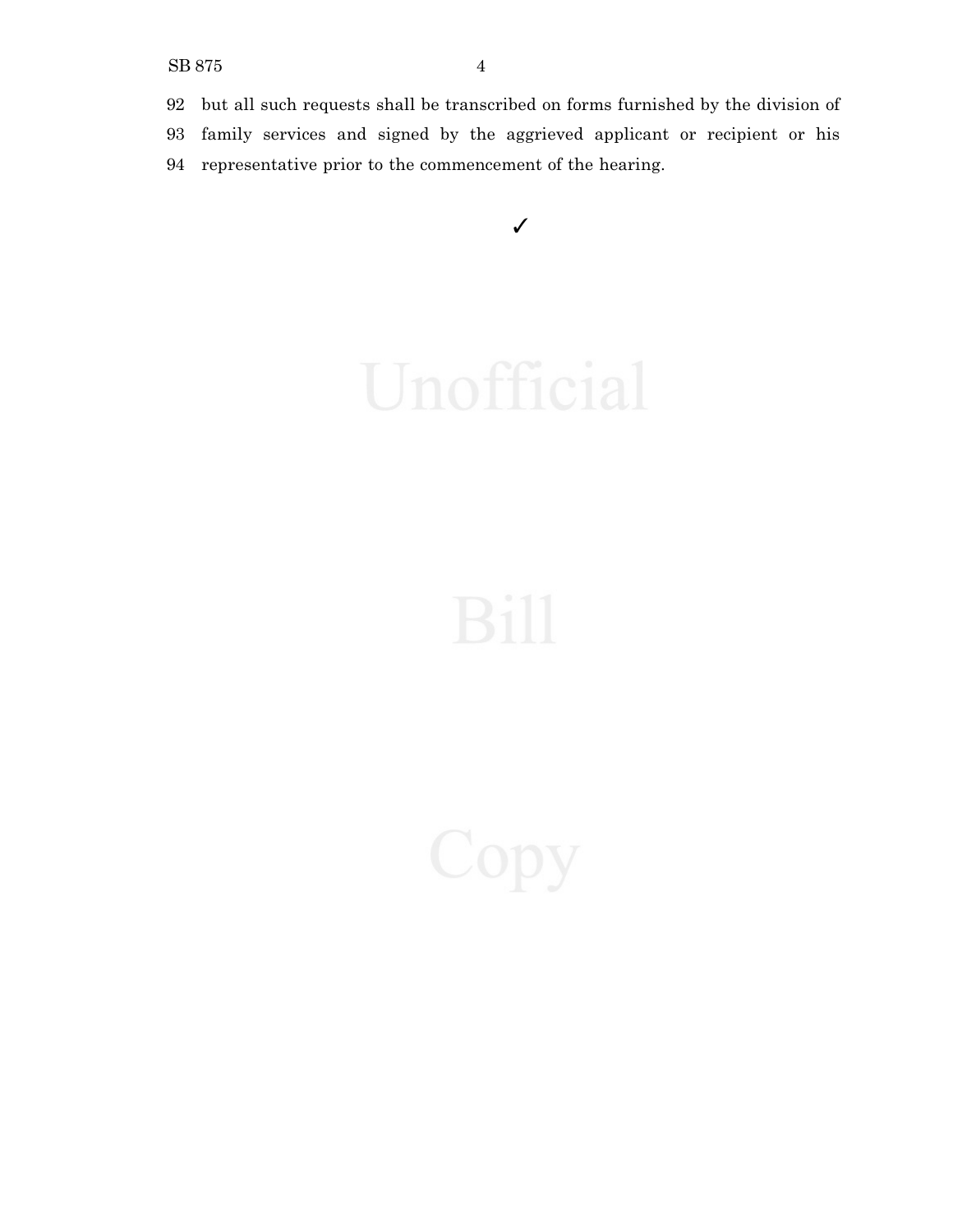92 but all such requests shall be transcribed on forms furnished by the division of
93 family services and signed by the aggrieved applicant or recipient or his
94 representative prior to the commencement of the hearing.

✓